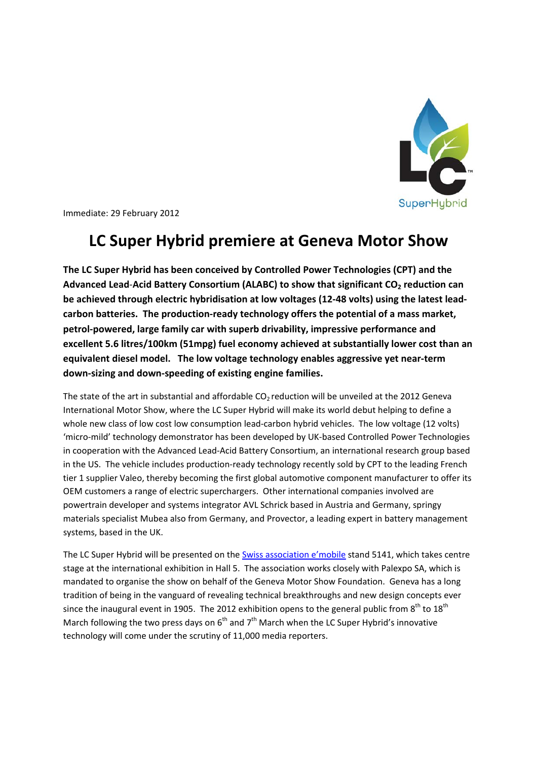Immediate: 29 February 2012

# LC Super Hybrid premiere at Geneva Motor Show

**The LC Super Hybrid has been conceived by Controlled Power Technologies (CPT) and the Advanced Lead-Acid Battery Consortium (ALABC) to show that significant $CO_2$ reduction can be achieved through electric hybridisation at low voltages (12-48 volts) using the latest lead-carbon batteries. The production-ready technology offers the potential of a mass market, petrol-powered, large family car with superb drivability, impressive performance and excellent 5.6 litres/100km (51mpg) fuel economy achieved at substantially lower cost than an equivalent diesel model. The low voltage technology enables aggressive yet near-term down-sizing and down-speeding of existing engine families.**

The state of the art in substantial and affordable $CO_2$ reduction will be unveiled at the 2012 Geneva International Motor Show, where the LC Super Hybrid will make its world debut helping to define a whole new class of low cost low consumption lead-carbon hybrid vehicles. The low voltage (12 volts) 'micro-mild' technology demonstrator has been developed by UK-based Controlled Power Technologies in cooperation with the Advanced Lead-Acid Battery Consortium, an international research group based in the US. The vehicle includes production-ready technology recently sold by CPT to the leading French tier 1 supplier Valeo, thereby becoming the first global automotive component manufacturer to offer its OEM customers a range of electric superchargers. Other international companies involved are powertrain developer and systems integrator AVL Schrick based in Austria and Germany, springy materials specialist Mubea also from Germany, and Provector, a leading expert in battery management systems, based in the UK.

The LC Super Hybrid will be presented on the Swiss association e'mobile stand 5141, which takes centre stage at the international exhibition in Hall 5. The association works closely with Palexpo SA, which is mandated to organise the show on behalf of the Geneva Motor Show Foundation. Geneva has a long tradition of being in the vanguard of revealing technical breakthroughs and new design concepts ever since the inaugural event in 1905. The 2012 exhibition opens to the general public from 8th to 18th March following the two press days on 6th and 7th March when the LC Super Hybrid's innovative technology will come under the scrutiny of 11,000 media reporters.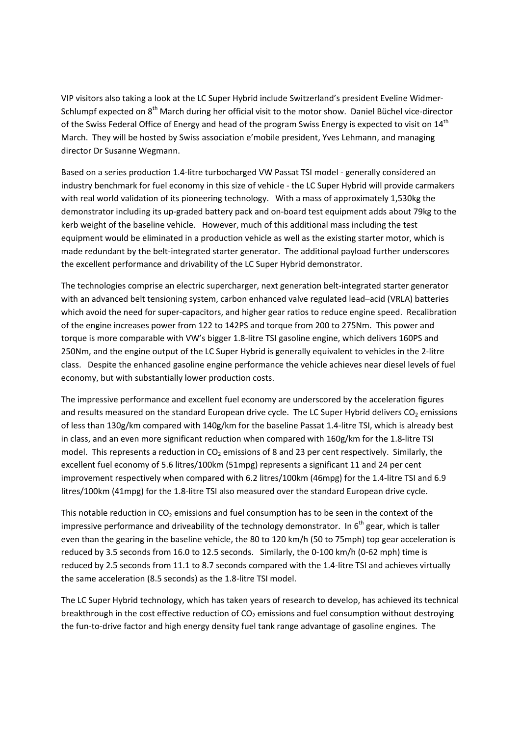VIP visitors also taking a look at the LC Super Hybrid include Switzerland's president Eveline Widmer-Schlumpf expected on 8th March during her official visit to the motor show. Daniel Büchel vice-director of the Swiss Federal Office of Energy and head of the program Swiss Energy is expected to visit on 14th March. They will be hosted by Swiss association e'mobile president, Yves Lehmann, and managing director Dr Susanne Wegmann.

Based on a series production 1.4-litre turbocharged VW Passat TSI model - generally considered an industry benchmark for fuel economy in this size of vehicle - the LC Super Hybrid will provide carmakers with real world validation of its pioneering technology. With a mass of approximately 1,530kg the demonstrator including its up-graded battery pack and on-board test equipment adds about 79kg to the kerb weight of the baseline vehicle. However, much of this additional mass including the test equipment would be eliminated in a production vehicle as well as the existing starter motor, which is made redundant by the belt-integrated starter generator. The additional payload further underscores the excellent performance and drivability of the LC Super Hybrid demonstrator.

The technologies comprise an electric supercharger, next generation belt-integrated starter generator with an advanced belt tensioning system, carbon enhanced valve regulated lead–acid (VRLA) batteries which avoid the need for super-capacitors, and higher gear ratios to reduce engine speed. Recalibration of the engine increases power from 122 to 142PS and torque from 200 to 275Nm. This power and torque is more comparable with VW's bigger 1.8-litre TSI gasoline engine, which delivers 160PS and 250Nm, and the engine output of the LC Super Hybrid is generally equivalent to vehicles in the 2-litre class. Despite the enhanced gasoline engine performance the vehicle achieves near diesel levels of fuel economy, but with substantially lower production costs.

The impressive performance and excellent fuel economy are underscored by the acceleration figures and results measured on the standard European drive cycle. The LC Super Hybrid delivers $CO_2$ emissions of less than 130g/km compared with 140g/km for the baseline Passat 1.4-litre TSI, which is already best in class, and an even more significant reduction when compared with 160g/km for the 1.8-litre TSI model. This represents a reduction in $CO_2$ emissions of 8 and 23 per cent respectively. Similarly, the excellent fuel economy of 5.6 litres/100km (51mpg) represents a significant 11 and 24 per cent improvement respectively when compared with 6.2 litres/100km (46mpg) for the 1.4-litre TSI and 6.9 litres/100km (41mpg) for the 1.8-litre TSI also measured over the standard European drive cycle.

This notable reduction in $CO_2$ emissions and fuel consumption has to be seen in the context of the impressive performance and driveability of the technology demonstrator. In 6th gear, which is taller even than the gearing in the baseline vehicle, the 80 to 120 km/h (50 to 75mph) top gear acceleration is reduced by 3.5 seconds from 16.0 to 12.5 seconds. Similarly, the 0-100 km/h (0-62 mph) time is reduced by 2.5 seconds from 11.1 to 8.7 seconds compared with the 1.4-litre TSI and achieves virtually the same acceleration (8.5 seconds) as the 1.8-litre TSI model.

The LC Super Hybrid technology, which has taken years of research to develop, has achieved its technical breakthrough in the cost effective reduction of $CO_2$ emissions and fuel consumption without destroying the fun-to-drive factor and high energy density fuel tank range advantage of gasoline engines. The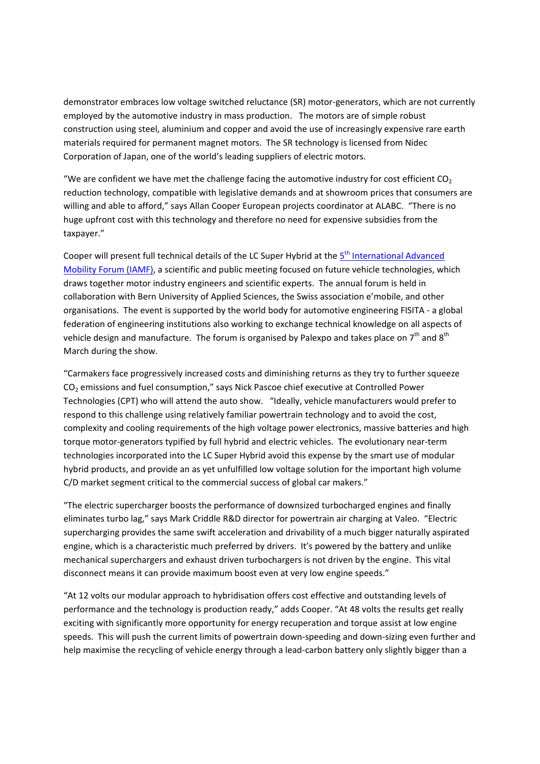demonstrator embraces low voltage switched reluctance (SR) motor-generators, which are not currently employed by the automotive industry in mass production. The motors are of simple robust construction using steel, aluminium and copper and avoid the use of increasingly expensive rare earth materials required for permanent magnet motors. The SR technology is licensed from Nidec Corporation of Japan, one of the world's leading suppliers of electric motors.

"We are confident we have met the challenge facing the automotive industry for cost efficient $CO_2$ reduction technology, compatible with legislative demands and at showroom prices that consumers are willing and able to afford," says Allan Cooper European projects coordinator at ALABC. "There is no huge upfront cost with this technology and therefore no need for expensive subsidies from the taxpayer."

Cooper will present full technical details of the LC Super Hybrid at the [5th International Advanced Mobility Forum (IAMF)](), a scientific and public meeting focused on future vehicle technologies, which draws together motor industry engineers and scientific experts. The annual forum is held in collaboration with Bern University of Applied Sciences, the Swiss association e'mobile, and other organisations. The event is supported by the world body for automotive engineering FISITA - a global federation of engineering institutions also working to exchange technical knowledge on all aspects of vehicle design and manufacture. The forum is organised by Palexpo and takes place on 7th and 8th March during the show.

"Carmakers face progressively increased costs and diminishing returns as they try to further squeeze $CO_2$ emissions and fuel consumption," says Nick Pascoe chief executive at Controlled Power Technologies (CPT) who will attend the auto show. "Ideally, vehicle manufacturers would prefer to respond to this challenge using relatively familiar powertrain technology and to avoid the cost, complexity and cooling requirements of the high voltage power electronics, massive batteries and high torque motor-generators typified by full hybrid and electric vehicles. The evolutionary near-term technologies incorporated into the LC Super Hybrid avoid this expense by the smart use of modular hybrid products, and provide an as yet unfulfilled low voltage solution for the important high volume C/D market segment critical to the commercial success of global car makers."

"The electric supercharger boosts the performance of downsized turbocharged engines and finally eliminates turbo lag," says Mark Criddle R&D director for powertrain air charging at Valeo. "Electric supercharging provides the same swift acceleration and drivability of a much bigger naturally aspirated engine, which is a characteristic much preferred by drivers. It's powered by the battery and unlike mechanical superchargers and exhaust driven turbochargers is not driven by the engine. This vital disconnect means it can provide maximum boost even at very low engine speeds."

"At 12 volts our modular approach to hybridisation offers cost effective and outstanding levels of performance and the technology is production ready," adds Cooper. "At 48 volts the results get really exciting with significantly more opportunity for energy recuperation and torque assist at low engine speeds. This will push the current limits of powertrain down-speeding and down-sizing even further and help maximise the recycling of vehicle energy through a lead-carbon battery only slightly bigger than a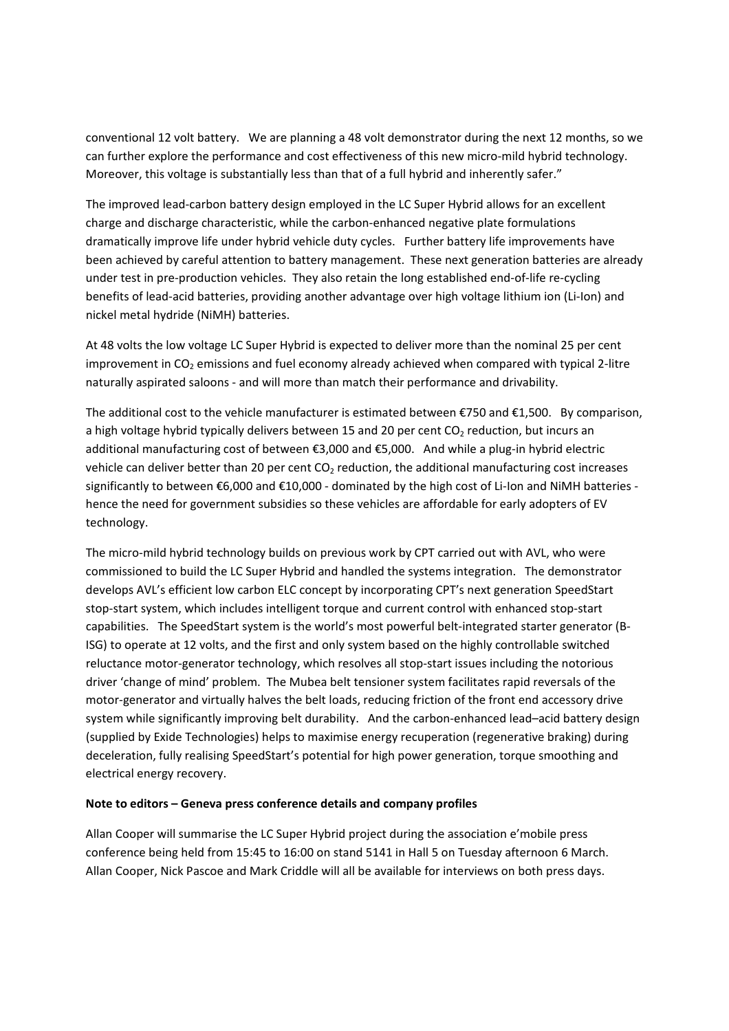conventional 12 volt battery. We are planning a 48 volt demonstrator during the next 12 months, so we can further explore the performance and cost effectiveness of this new micro-mild hybrid technology. Moreover, this voltage is substantially less than that of a full hybrid and inherently safer."

The improved lead-carbon battery design employed in the LC Super Hybrid allows for an excellent charge and discharge characteristic, while the carbon-enhanced negative plate formulations dramatically improve life under hybrid vehicle duty cycles. Further battery life improvements have been achieved by careful attention to battery management. These next generation batteries are already under test in pre-production vehicles. They also retain the long established end-of-life re-cycling benefits of lead-acid batteries, providing another advantage over high voltage lithium ion (Li-Ion) and nickel metal hydride (NiMH) batteries.

At 48 volts the low voltage LC Super Hybrid is expected to deliver more than the nominal 25 per cent improvement in $CO_2$ emissions and fuel economy already achieved when compared with typical 2-litre naturally aspirated saloons - and will more than match their performance and drivability.

The additional cost to the vehicle manufacturer is estimated between €750 and €1,500. By comparison, a high voltage hybrid typically delivers between 15 and 20 per cent $CO_2$ reduction, but incurs an additional manufacturing cost of between €3,000 and €5,000. And while a plug-in hybrid electric vehicle can deliver better than 20 per cent $CO_2$ reduction, the additional manufacturing cost increases significantly to between €6,000 and €10,000 - dominated by the high cost of Li-Ion and NiMH batteries - hence the need for government subsidies so these vehicles are affordable for early adopters of EV technology.

The micro-mild hybrid technology builds on previous work by CPT carried out with AVL, who were commissioned to build the LC Super Hybrid and handled the systems integration. The demonstrator develops AVL's efficient low carbon ELC concept by incorporating CPT's next generation SpeedStart stop-start system, which includes intelligent torque and current control with enhanced stop-start capabilities. The SpeedStart system is the world's most powerful belt-integrated starter generator (B-ISG) to operate at 12 volts, and the first and only system based on the highly controllable switched reluctance motor-generator technology, which resolves all stop-start issues including the notorious driver 'change of mind' problem. The Mubea belt tensioner system facilitates rapid reversals of the motor-generator and virtually halves the belt loads, reducing friction of the front end accessory drive system while significantly improving belt durability. And the carbon-enhanced lead–acid battery design (supplied by Exide Technologies) helps to maximise energy recuperation (regenerative braking) during deceleration, fully realising SpeedStart's potential for high power generation, torque smoothing and electrical energy recovery.

**Note to editors – Geneva press conference details and company profiles**

Allan Cooper will summarise the LC Super Hybrid project during the association e'mobile press conference being held from 15:45 to 16:00 on stand 5141 in Hall 5 on Tuesday afternoon 6 March. Allan Cooper, Nick Pascoe and Mark Criddle will all be available for interviews on both press days.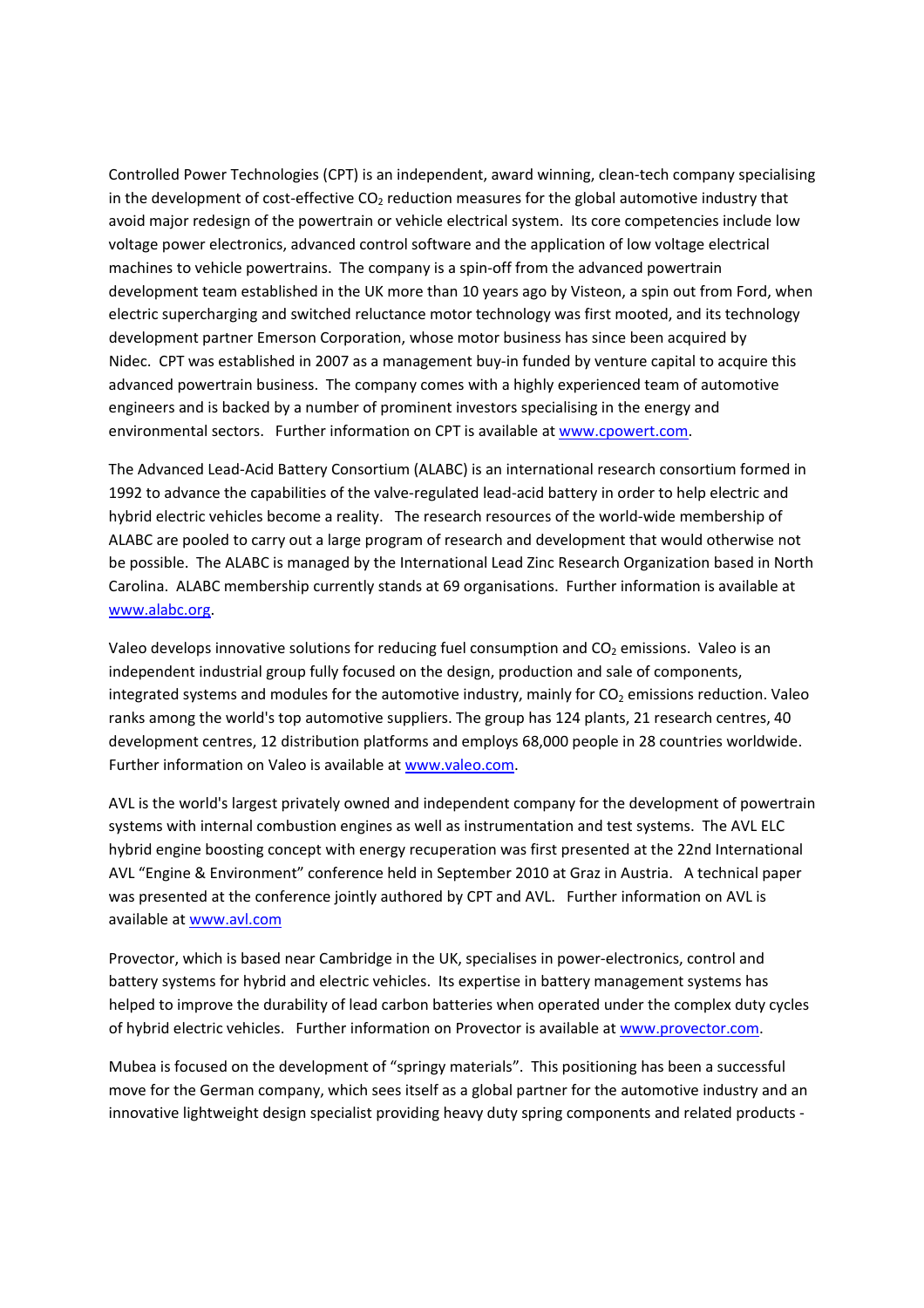Controlled Power Technologies (CPT) is an independent, award winning, clean-tech company specialising in the development of cost-effective $CO_2$ reduction measures for the global automotive industry that avoid major redesign of the powertrain or vehicle electrical system. Its core competencies include low voltage power electronics, advanced control software and the application of low voltage electrical machines to vehicle powertrains. The company is a spin-off from the advanced powertrain development team established in the UK more than 10 years ago by Visteon, a spin out from Ford, when electric supercharging and switched reluctance motor technology was first mooted, and its technology development partner Emerson Corporation, whose motor business has since been acquired by Nidec. CPT was established in 2007 as a management buy-in funded by venture capital to acquire this advanced powertrain business. The company comes with a highly experienced team of automotive engineers and is backed by a number of prominent investors specialising in the energy and environmental sectors. Further information on CPT is available at [www.cpowert.com](http://www.cpowert.com).

The Advanced Lead-Acid Battery Consortium (ALABC) is an international research consortium formed in 1992 to advance the capabilities of the valve-regulated lead-acid battery in order to help electric and hybrid electric vehicles become a reality. The research resources of the world-wide membership of ALABC are pooled to carry out a large program of research and development that would otherwise not be possible. The ALABC is managed by the International Lead Zinc Research Organization based in North Carolina. ALABC membership currently stands at 69 organisations. Further information is available at [www.alabc.org](http://www.alabc.org).

Valeo develops innovative solutions for reducing fuel consumption and $CO_2$ emissions. Valeo is an independent industrial group fully focused on the design, production and sale of components, integrated systems and modules for the automotive industry, mainly for $CO_2$ emissions reduction. Valeo ranks among the world's top automotive suppliers. The group has 124 plants, 21 research centres, 40 development centres, 12 distribution platforms and employs 68,000 people in 28 countries worldwide. Further information on Valeo is available at [www.valeo.com](http://www.valeo.com).

AVL is the world's largest privately owned and independent company for the development of powertrain systems with internal combustion engines as well as instrumentation and test systems. The AVL ELC hybrid engine boosting concept with energy recuperation was first presented at the 22nd International AVL "Engine & Environment" conference held in September 2010 at Graz in Austria. A technical paper was presented at the conference jointly authored by CPT and AVL. Further information on AVL is available at [www.avl.com](http://www.avl.com)

Provector, which is based near Cambridge in the UK, specialises in power-electronics, control and battery systems for hybrid and electric vehicles. Its expertise in battery management systems has helped to improve the durability of lead carbon batteries when operated under the complex duty cycles of hybrid electric vehicles. Further information on Provector is available at [www.provector.com](http://www.provector.com).

Mubea is focused on the development of "springy materials". This positioning has been a successful move for the German company, which sees itself as a global partner for the automotive industry and an innovative lightweight design specialist providing heavy duty spring components and related products -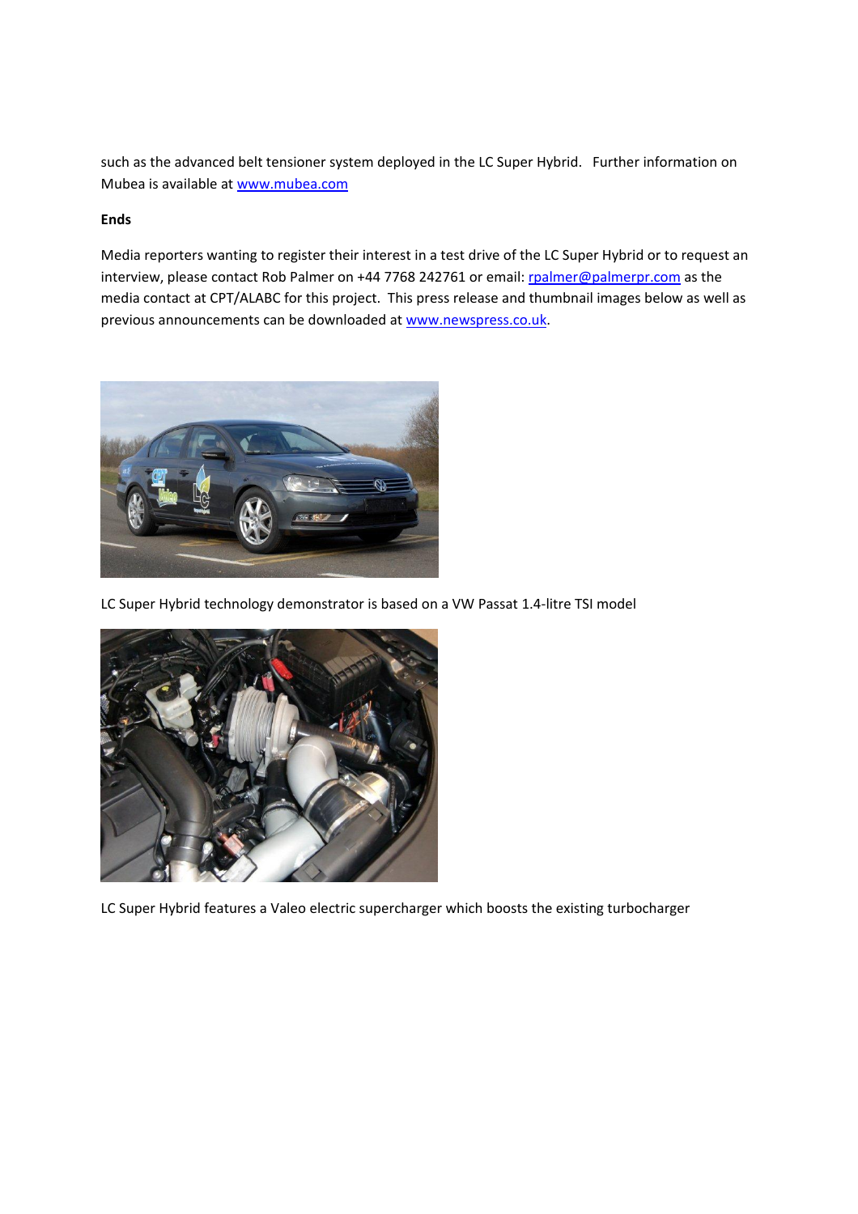such as the advanced belt tensioner system deployed in the LC Super Hybrid. Further information on Mubea is available at www.mubea.com

**Ends**

Media reporters wanting to register their interest in a test drive of the LC Super Hybrid or to request an interview, please contact Rob Palmer on +44 7768 242761 or email: rpalmer@palmerpr.com as the media contact at CPT/ALABC for this project. This press release and thumbnail images below as well as previous announcements can be downloaded at www.newspress.co.uk.

LC Super Hybrid technology demonstrator is based on a VW Passat 1.4-litre TSI model

LC Super Hybrid features a Valeo electric supercharger which boosts the existing turbocharger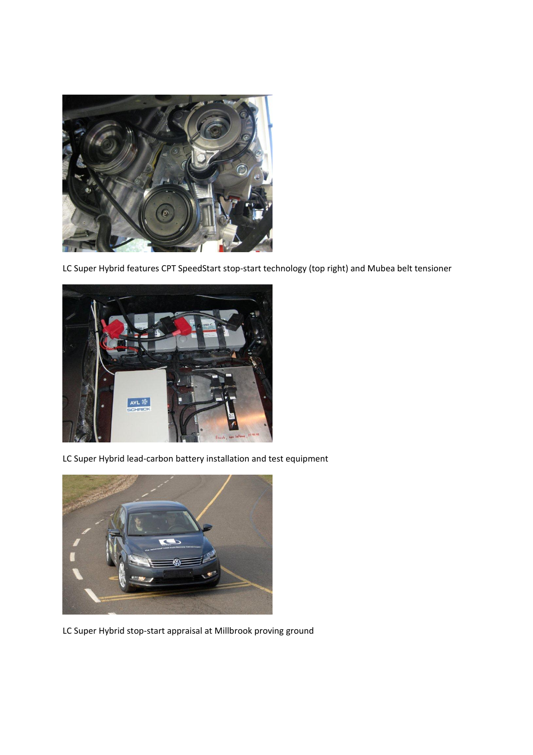LC Super Hybrid features CPT SpeedStart stop-start technology (top right) and Mubea belt tensioner

LC Super Hybrid lead-carbon battery installation and test equipment

LC Super Hybrid stop-start appraisal at Millbrook proving ground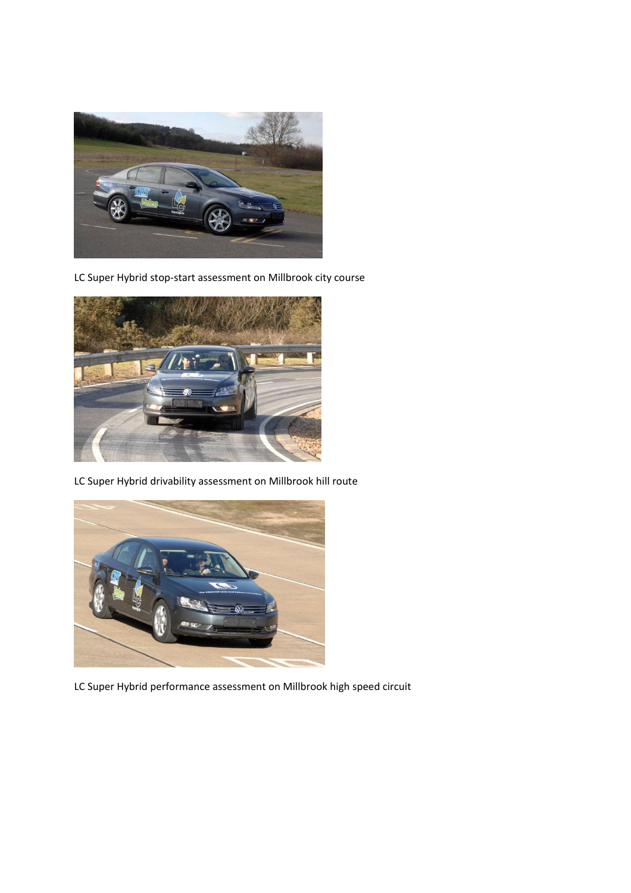LC Super Hybrid stop-start assessment on Millbrook city course

LC Super Hybrid drivability assessment on Millbrook hill route

LC Super Hybrid performance assessment on Millbrook high speed circuit